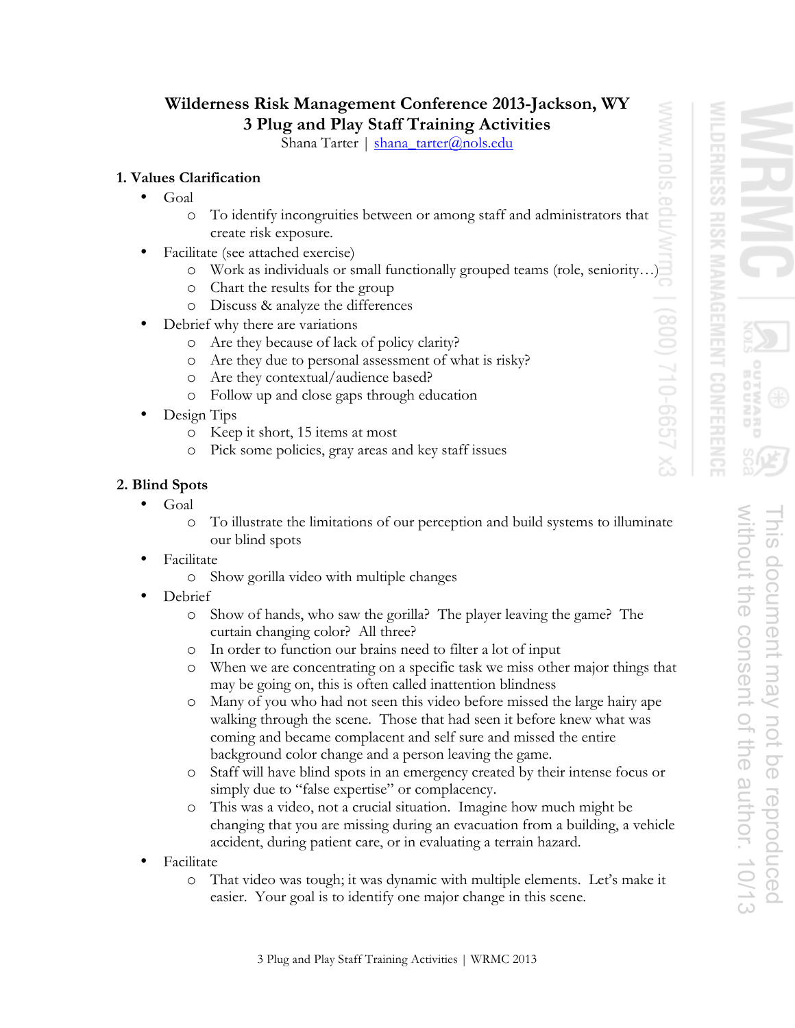# Wilderness Risk Management Conference 2013-Jackson, WY
## 3 Plug and Play Staff Training Activities

Shana Tarter | shana_tarter@nols.edu

### 1. Values Clarification

- Goal
  - To identify incongruities between or among staff and administrators that create risk exposure.
- Facilitate (see attached exercise)
  - Work as individuals or small functionally grouped teams (role, seniority…)
  - Chart the results for the group
  - Discuss & analyze the differences
- Debrief why there are variations
  - Are they because of lack of policy clarity?
  - Are they due to personal assessment of what is risky?
  - Are they contextual/audience based?
  - Follow up and close gaps through education
- Design Tips
  - Keep it short, 15 items at most
  - Pick some policies, gray areas and key staff issues

### 2. Blind Spots

- Goal
  - To illustrate the limitations of our perception and build systems to illuminate our blind spots
- Facilitate
  - Show gorilla video with multiple changes
- Debrief
  - Show of hands, who saw the gorilla? The player leaving the game? The curtain changing color? All three?
  - In order to function our brains need to filter a lot of input
  - When we are concentrating on a specific task we miss other major things that may be going on, this is often called inattention blindness
  - Many of you who had not seen this video before missed the large hairy ape walking through the scene. Those that had seen it before knew what was coming and became complacent and self sure and missed the entire background color change and a person leaving the game.
  - Staff will have blind spots in an emergency created by their intense focus or simply due to "false expertise" or complacency.
  - This was a video, not a crucial situation. Imagine how much might be changing that you are missing during an evacuation from a building, a vehicle accident, during patient care, or in evaluating a terrain hazard.
- Facilitate
  - That video was tough; it was dynamic with multiple elements. Let's make it easier. Your goal is to identify one major change in this scene.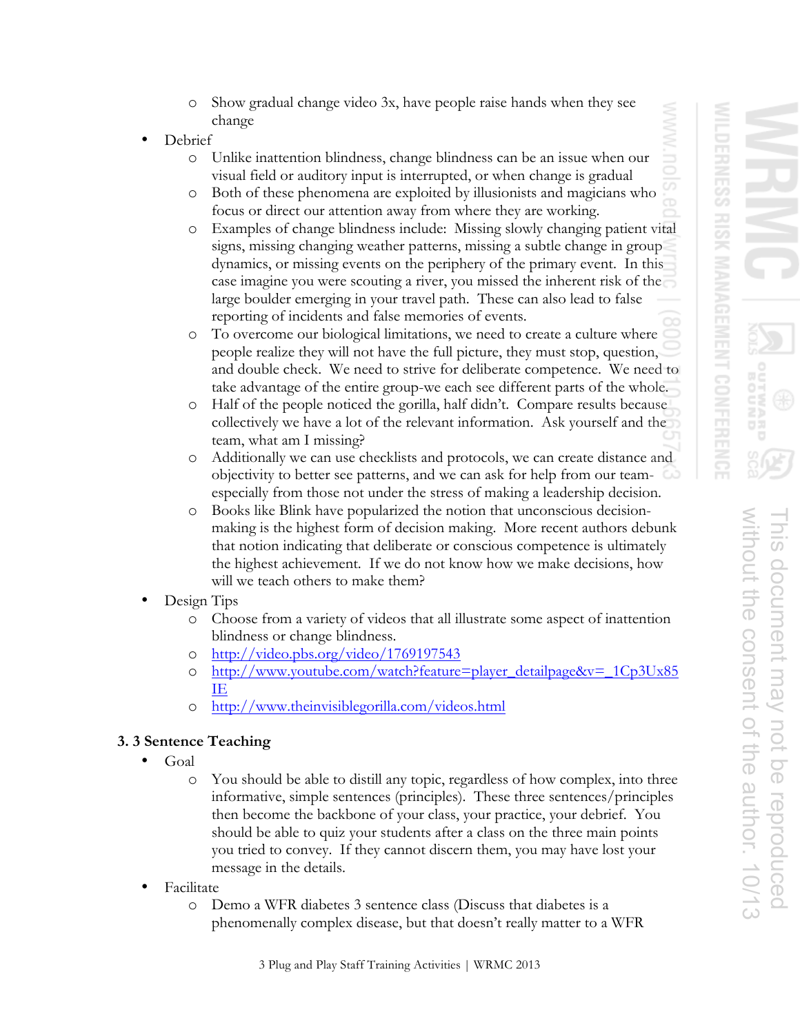- Show gradual change video 3x, have people raise hands when they see change
- Debrief
    - Unlike inattention blindness, change blindness can be an issue when our visual field or auditory input is interrupted, or when change is gradual
    - Both of these phenomena are exploited by illusionists and magicians who focus or direct our attention away from where they are working.
    - Examples of change blindness include: Missing slowly changing patient vital signs, missing changing weather patterns, missing a subtle change in group dynamics, or missing events on the periphery of the primary event. In this case imagine you were scouting a river, you missed the inherent risk of the large boulder emerging in your travel path. These can also lead to false reporting of incidents and false memories of events.
    - To overcome our biological limitations, we need to create a culture where people realize they will not have the full picture, they must stop, question, and double check. We need to strive for deliberate competence. We need to take advantage of the entire group-we each see different parts of the whole.
    - Half of the people noticed the gorilla, half didn't. Compare results because collectively we have a lot of the relevant information. Ask yourself and the team, what am I missing?
    - Additionally we can use checklists and protocols, we can create distance and objectivity to better see patterns, and we can ask for help from our team-especially from those not under the stress of making a leadership decision.
    - Books like Blink have popularized the notion that unconscious decision-making is the highest form of decision making. More recent authors debunk that notion indicating that deliberate or conscious competence is ultimately the highest achievement. If we do not know how we make decisions, how will we teach others to make them?
- Design Tips
    - Choose from a variety of videos that all illustrate some aspect of inattention blindness or change blindness.
    - http://video.pbs.org/video/1769197543
    - http://www.youtube.com/watch?feature=player_detailpage&v=_1Cp3Ux85IE
    - http://www.theinvisiblegorilla.com/videos.html

### 3. 3 Sentence Teaching

- Goal
    - You should be able to distill any topic, regardless of how complex, into three informative, simple sentences (principles). These three sentences/principles then become the backbone of your class, your practice, your debrief. You should be able to quiz your students after a class on the three main points you tried to convey. If they cannot discern them, you may have lost your message in the details.
- Facilitate
    - Demo a WFR diabetes 3 sentence class (Discuss that diabetes is a phenomenally complex disease, but that doesn't really matter to a WFR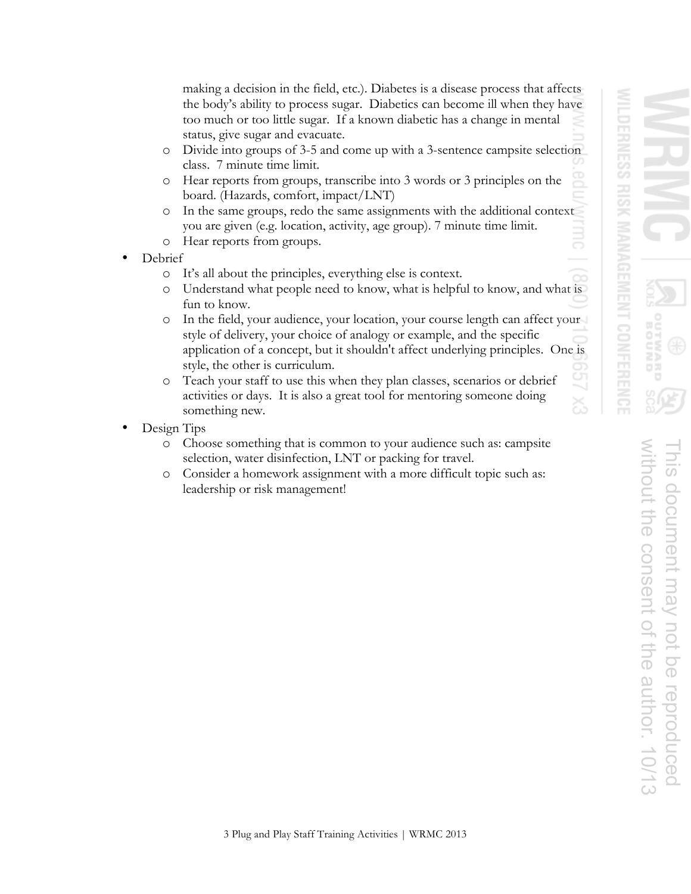making a decision in the field, etc.). Diabetes is a disease process that affects the body's ability to process sugar. Diabetics can become ill when they have too much or too little sugar. If a known diabetic has a change in mental status, give sugar and evacuate.

- Divide into groups of 3-5 and come up with a 3-sentence campsite selection class. 7 minute time limit.
- Hear reports from groups, transcribe into 3 words or 3 principles on the board. (Hazards, comfort, impact/LNT)
- In the same groups, redo the same assignments with the additional context you are given (e.g. location, activity, age group). 7 minute time limit.
- Hear reports from groups.

- Debrief
  - It's all about the principles, everything else is context.
  - Understand what people need to know, what is helpful to know, and what is fun to know.
  - In the field, your audience, your location, your course length can affect your style of delivery, your choice of analogy or example, and the specific application of a concept, but it shouldn't affect underlying principles. One is style, the other is curriculum.
  - Teach your staff to use this when they plan classes, scenarios or debrief activities or days. It is also a great tool for mentoring someone doing something new.
- Design Tips
  - Choose something that is common to your audience such as: campsite selection, water disinfection, LNT or packing for travel.
  - Consider a homework assignment with a more difficult topic such as: leadership or risk management!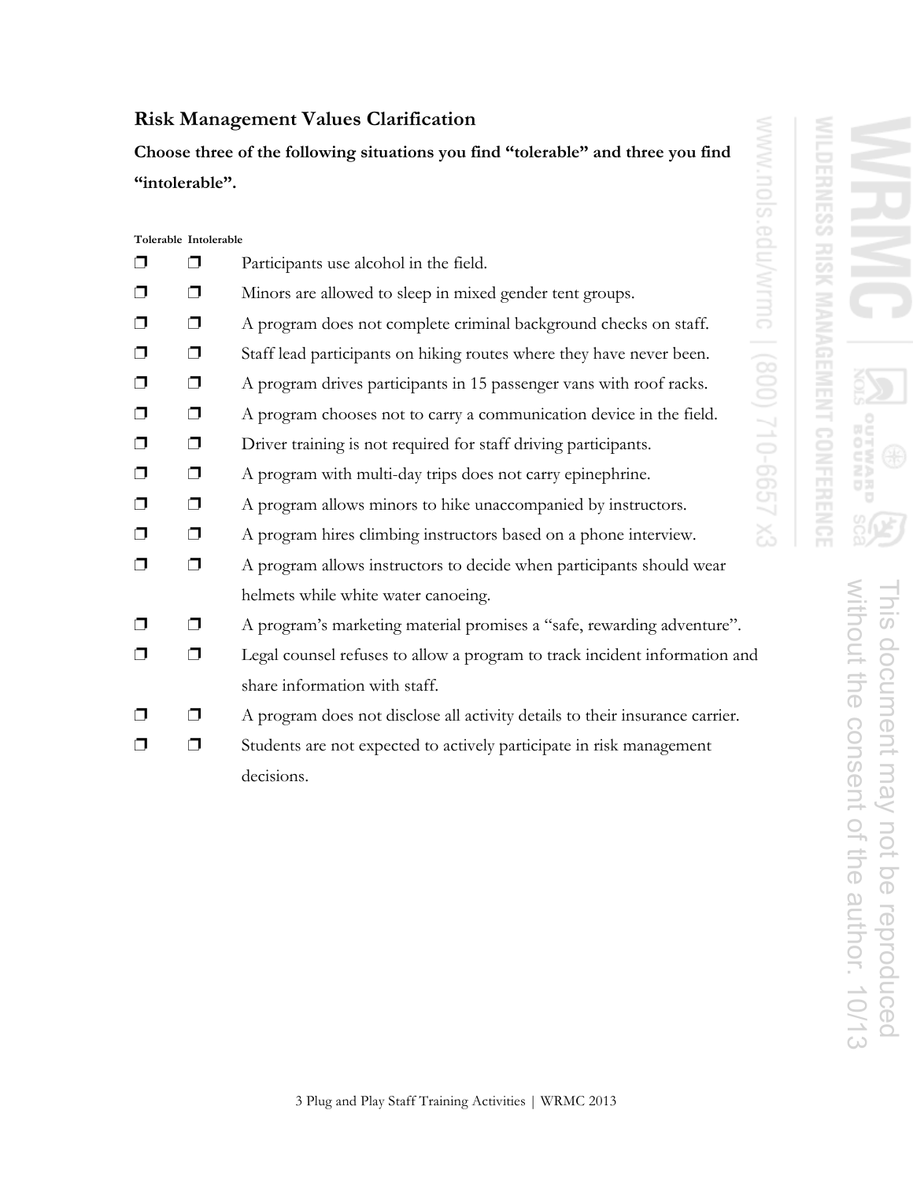## Risk Management Values Clarification

**Choose three of the following situations you find "tolerable" and three you find "intolerable".**

| Tolerable | Intolerable | |
|---|---|---|
| ❐ | ❐ | Participants use alcohol in the field. |
| ❐ | ❐ | Minors are allowed to sleep in mixed gender tent groups. |
| ❐ | ❐ | A program does not complete criminal background checks on staff. |
| ❐ | ❐ | Staff lead participants on hiking routes where they have never been. |
| ❐ | ❐ | A program drives participants in 15 passenger vans with roof racks. |
| ❐ | ❐ | A program chooses not to carry a communication device in the field. |
| ❐ | ❐ | Driver training is not required for staff driving participants. |
| ❐ | ❐ | A program with multi-day trips does not carry epinephrine. |
| ❐ | ❐ | A program allows minors to hike unaccompanied by instructors. |
| ❐ | ❐ | A program hires climbing instructors based on a phone interview. |
| ❐ | ❐ | A program allows instructors to decide when participants should wear helmets while white water canoeing. |
| ❐ | ❐ | A program's marketing material promises a "safe, rewarding adventure". |
| ❐ | ❐ | Legal counsel refuses to allow a program to track incident information and share information with staff. |
| ❐ | ❐ | A program does not disclose all activity details to their insurance carrier. |
| ❐ | ❐ | Students are not expected to actively participate in risk management decisions. |